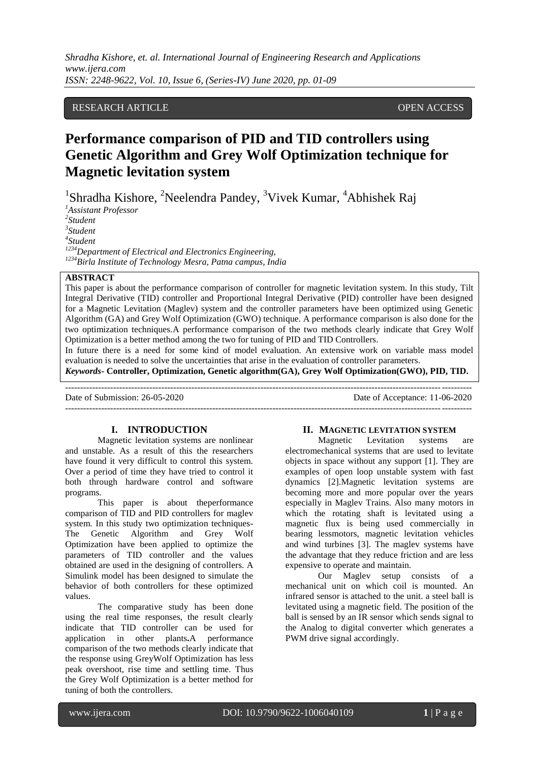RESEARCH ARTICLE OPEN ACCESS

# Performance comparison of PID and TID controllers using Genetic Algorithm and Grey Wolf Optimization technique for Magnetic levitation system

Shradha Kishore[1], Neelendra Pandey[2], Vivek Kumar[3], Abhishek Raj[4]

[1]*Assistant Professor*
[2]*Student*
[3]*Student*
[4]*Student*
[1234]*Department of Electrical and Electronics Engineering,*
[1234]*Birla Institute of Technology Mesra, Patna campus, India*

**ABSTRACT**

This paper is about the performance comparison of controller for magnetic levitation system. In this study, Tilt Integral Derivative (TID) controller and Proportional Integral Derivative (PID) controller have been designed for a Magnetic Levitation (Maglev) system and the controller parameters have been optimized using Genetic Algorithm (GA) and Grey Wolf Optimization (GWO) technique. A performance comparison is also done for the two optimization techniques.A performance comparison of the two methods clearly indicate that Grey Wolf Optimization is a better method among the two for tuning of PID and TID Controllers.

In future there is a need for some kind of model evaluation. An extensive work on variable mass model evaluation is needed to solve the uncertainties that arise in the evaluation of controller parameters.

***Keywords-*** **Controller, Optimization, Genetic algorithm(GA), Grey Wolf Optimization(GWO), PID, TID.**

---

Date of Submission: 26-05-2020 Date of Acceptance: 11-06-2020

---

## I. INTRODUCTION

Magnetic levitation systems are nonlinear and unstable. As a result of this the researchers have found it very difficult to control this system. Over a period of time they have tried to control it both through hardware control and software programs.

This paper is about theperformance comparison of TID and PID controllers for maglev system. In this study two optimization techniques- The Genetic Algorithm and Grey Wolf Optimization have been applied to optimize the parameters of TID controller and the values obtained are used in the designing of controllers. A Simulink model has been designed to simulate the behavior of both controllers for these optimized values.

The comparative study has been done using the real time responses, the result clearly indicate that TID controller can be used for application in other plants**.**A performance comparison of the two methods clearly indicate that the response using GreyWolf Optimization has less peak overshoot, rise time and settling time. Thus the Grey Wolf Optimization is a better method for tuning of both the controllers.

## II. MAGNETIC LEVITATION SYSTEM

Magnetic Levitation systems are electromechanical systems that are used to levitate objects in space without any support [1]. They are examples of open loop unstable system with fast dynamics [2].Magnetic levitation systems are becoming more and more popular over the years especially in Maglev Trains. Also many motors in which the rotating shaft is levitated using a magnetic flux is being used commercially in bearing lessmotors, magnetic levitation vehicles and wind turbines [3]. The maglev systems have the advantage that they reduce friction and are less expensive to operate and maintain.

Our Maglev setup consists of a mechanical unit on which coil is mounted. An infrared sensor is attached to the unit. a steel ball is levitated using a magnetic field. The position of the ball is sensed by an IR sensor which sends signal to the Analog to digital converter which generates a PWM drive signal accordingly.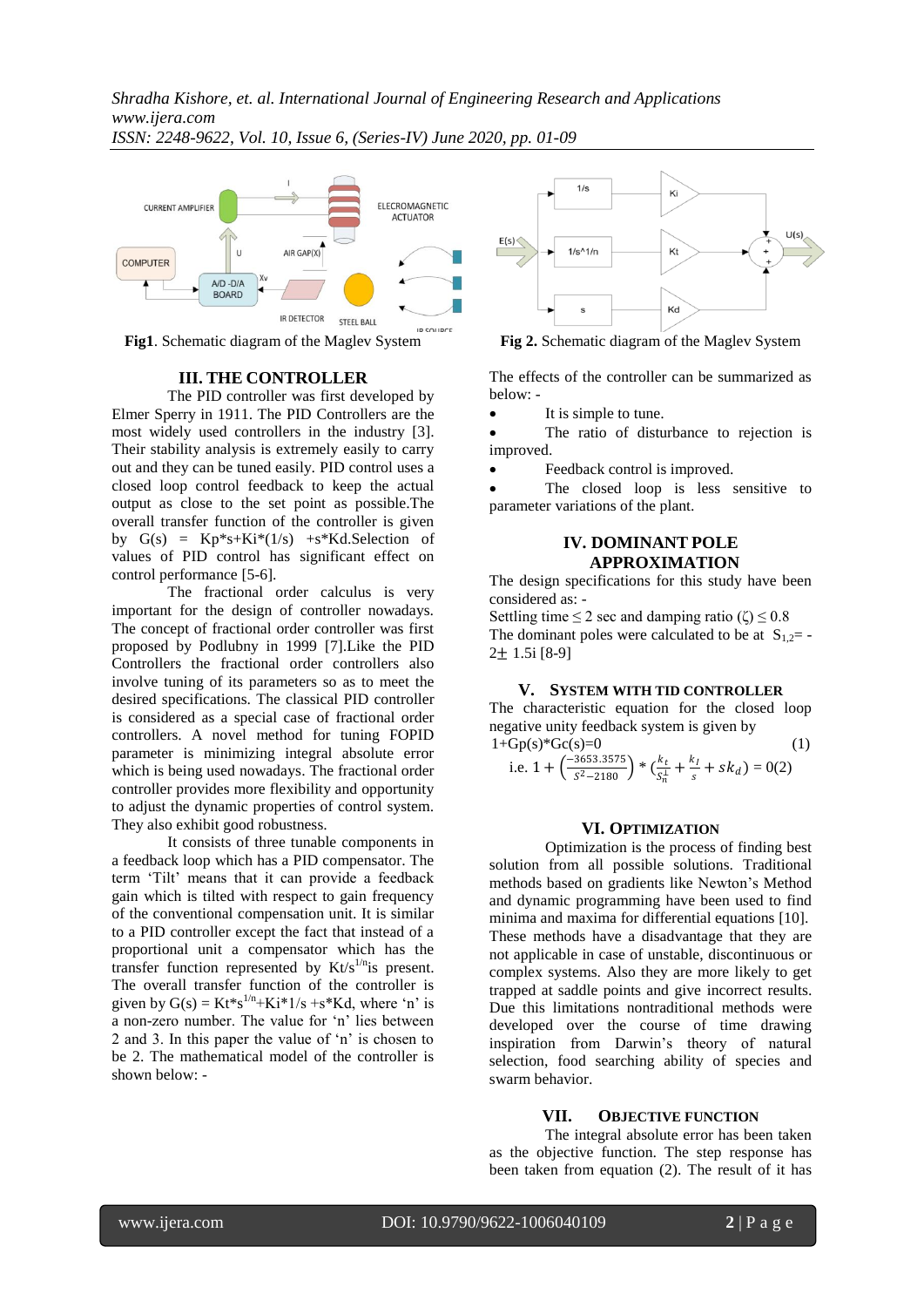Fig1. Schematic diagram of the Maglev System

Fig 2. Schematic diagram of the Maglev System

## III. THE CONTROLLER

The PID controller was first developed by Elmer Sperry in 1911. The PID Controllers are the most widely used controllers in the industry [3]. Their stability analysis is extremely easily to carry out and they can be tuned easily. PID control uses a closed loop control feedback to keep the actual output as close to the set point as possible.The overall transfer function of the controller is given by G(s) = Kp*s+Ki*(1/s) +s*Kd.Selection of values of PID control has significant effect on control performance [5-6].

The fractional order calculus is very important for the design of controller nowadays. The concept of fractional order controller was first proposed by Podlubny in 1999 [7].Like the PID Controllers the fractional order controllers also involve tuning of its parameters so as to meet the desired specifications. The classical PID controller is considered as a special case of fractional order controllers. A novel method for tuning FOPID parameter is minimizing integral absolute error which is being used nowadays. The fractional order controller provides more flexibility and opportunity to adjust the dynamic properties of control system. They also exhibit good robustness.

It consists of three tunable components in a feedback loop which has a PID compensator. The term 'Tilt' means that it can provide a feedback gain which is tilted with respect to gain frequency of the conventional compensation unit. It is similar to a PID controller except the fact that instead of a proportional unit a compensator which has the transfer function represented by $Kt/s^{1/n}$ is present. The overall transfer function of the controller is given by $G(s) = Kt*s^{1/n}+Ki*1/s +s*Kd$, where 'n' is a non-zero number. The value for 'n' lies between 2 and 3. In this paper the value of 'n' is chosen to be 2. The mathematical model of the controller is shown below: -

The effects of the controller can be summarized as below: -

- It is simple to tune.
- The ratio of disturbance to rejection is improved.
- Feedback control is improved.
- The closed loop is less sensitive to parameter variations of the plant.

## IV. DOMINANT POLE APPROXIMATION

The design specifications for this study have been considered as: -

Settling time ≤ 2 sec and damping ratio (ζ) ≤ 0.8

The dominant poles were calculated to be at $S_{1,2}$= -2± 1.5i [8-9]

## V. SYSTEM WITH TID CONTROLLER

The characteristic equation for the closed loop negative unity feedback system is given by

$$1+Gp(s)*Gc(s)=0 \qquad (1)$$

$$\text{i.e. } 1 + \left(\frac{-3653.3575}{s^2-2180}\right) * \left(\frac{k_t}{s_n^{\frac{1}{}}} + \frac{k_I}{s} + sk_d\right) = 0(2)$$

## VI. OPTIMIZATION

Optimization is the process of finding best solution from all possible solutions. Traditional methods based on gradients like Newton's Method and dynamic programming have been used to find minima and maxima for differential equations [10]. These methods have a disadvantage that they are not applicable in case of unstable, discontinuous or complex systems. Also they are more likely to get trapped at saddle points and give incorrect results. Due this limitations nontraditional methods were developed over the course of time drawing inspiration from Darwin's theory of natural selection, food searching ability of species and swarm behavior.

## VII. OBJECTIVE FUNCTION

The integral absolute error has been taken as the objective function. The step response has been taken from equation (2). The result of it has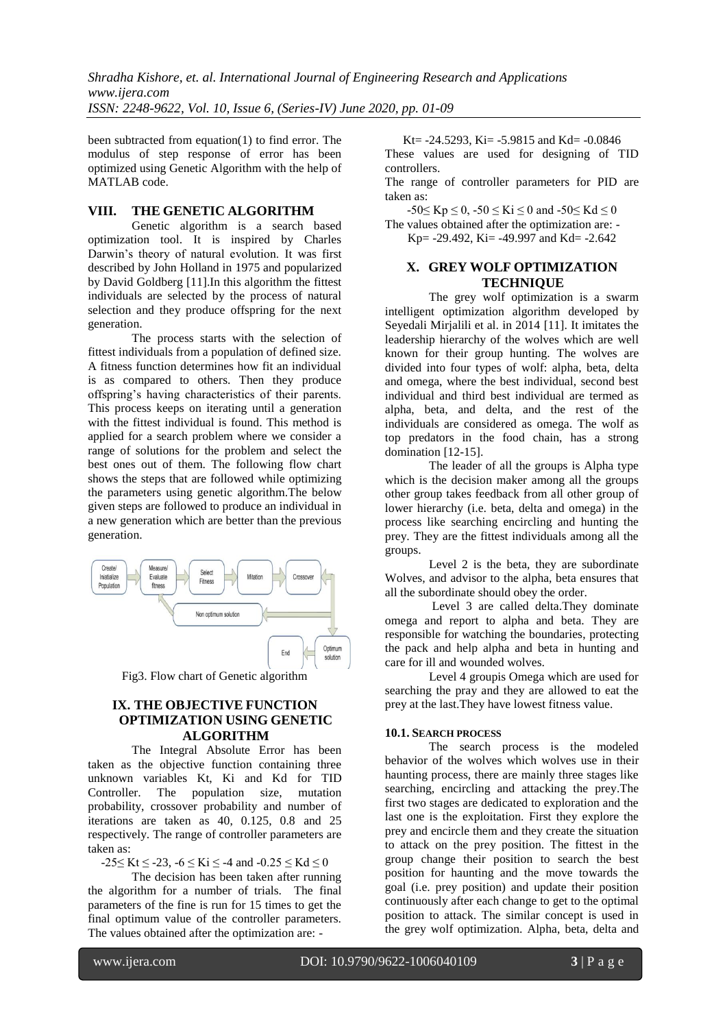been subtracted from equation(1) to find error. The modulus of step response of error has been optimized using Genetic Algorithm with the help of MATLAB code.

## VIII. THE GENETIC ALGORITHM

Genetic algorithm is a search based optimization tool. It is inspired by Charles Darwin's theory of natural evolution. It was first described by John Holland in 1975 and popularized by David Goldberg [11].In this algorithm the fittest individuals are selected by the process of natural selection and they produce offspring for the next generation.

The process starts with the selection of fittest individuals from a population of defined size. A fitness function determines how fit an individual is as compared to others. Then they produce offspring's having characteristics of their parents. This process keeps on iterating until a generation with the fittest individual is found. This method is applied for a search problem where we consider a range of solutions for the problem and select the best ones out of them. The following flow chart shows the steps that are followed while optimizing the parameters using genetic algorithm.The below given steps are followed to produce an individual in a new generation which are better than the previous generation.

Fig3. Flow chart of Genetic algorithm

## IX. THE OBJECTIVE FUNCTION OPTIMIZATION USING GENETIC ALGORITHM

The Integral Absolute Error has been taken as the objective function containing three unknown variables Kt, Ki and Kd for TID Controller. The population size, mutation probability, crossover probability and number of iterations are taken as 40, 0.125, 0.8 and 25 respectively. The range of controller parameters are taken as:

$-25 \leq Kt \leq -23$, $-6 \leq Ki \leq -4$ and $-0.25 \leq Kd \leq 0$

The decision has been taken after running the algorithm for a number of trials. The final parameters of the fine is run for 15 times to get the final optimum value of the controller parameters. The values obtained after the optimization are: -

Kt= -24.5293, Ki= -5.9815 and Kd= -0.0846

These values are used for designing of TID controllers.

The range of controller parameters for PID are taken as:

$-50 \leq Kp \leq 0$, $-50 \leq Ki \leq 0$ and $-50 \leq Kd \leq 0$

The values obtained after the optimization are: -

Kp= -29.492, Ki= -49.997 and Kd= -2.642

## X. GREY WOLF OPTIMIZATION TECHNIQUE

The grey wolf optimization is a swarm intelligent optimization algorithm developed by Seyedali Mirjalili et al. in 2014 [11]. It imitates the leadership hierarchy of the wolves which are well known for their group hunting. The wolves are divided into four types of wolf: alpha, beta, delta and omega, where the best individual, second best individual and third best individual are termed as alpha, beta, and delta, and the rest of the individuals are considered as omega. The wolf as top predators in the food chain, has a strong domination [12-15].

The leader of all the groups is Alpha type which is the decision maker among all the groups other group takes feedback from all other group of lower hierarchy (i.e. beta, delta and omega) in the process like searching encircling and hunting the prey. They are the fittest individuals among all the groups.

Level 2 is the beta, they are subordinate Wolves, and advisor to the alpha, beta ensures that all the subordinate should obey the order.

Level 3 are called delta.They dominate omega and report to alpha and beta. They are responsible for watching the boundaries, protecting the pack and help alpha and beta in hunting and care for ill and wounded wolves.

Level 4 groupis Omega which are used for searching the pray and they are allowed to eat the prey at the last.They have lowest fitness value.

### 10.1. SEARCH PROCESS

The search process is the modeled behavior of the wolves which wolves use in their haunting process, there are mainly three stages like searching, encircling and attacking the prey.The first two stages are dedicated to exploration and the last one is the exploitation. First they explore the prey and encircle them and they create the situation to attack on the prey position. The fittest in the group change their position to search the best position for haunting and the move towards the goal (i.e. prey position) and update their position continuously after each change to get to the optimal position to attack. The similar concept is used in the grey wolf optimization. Alpha, beta, delta and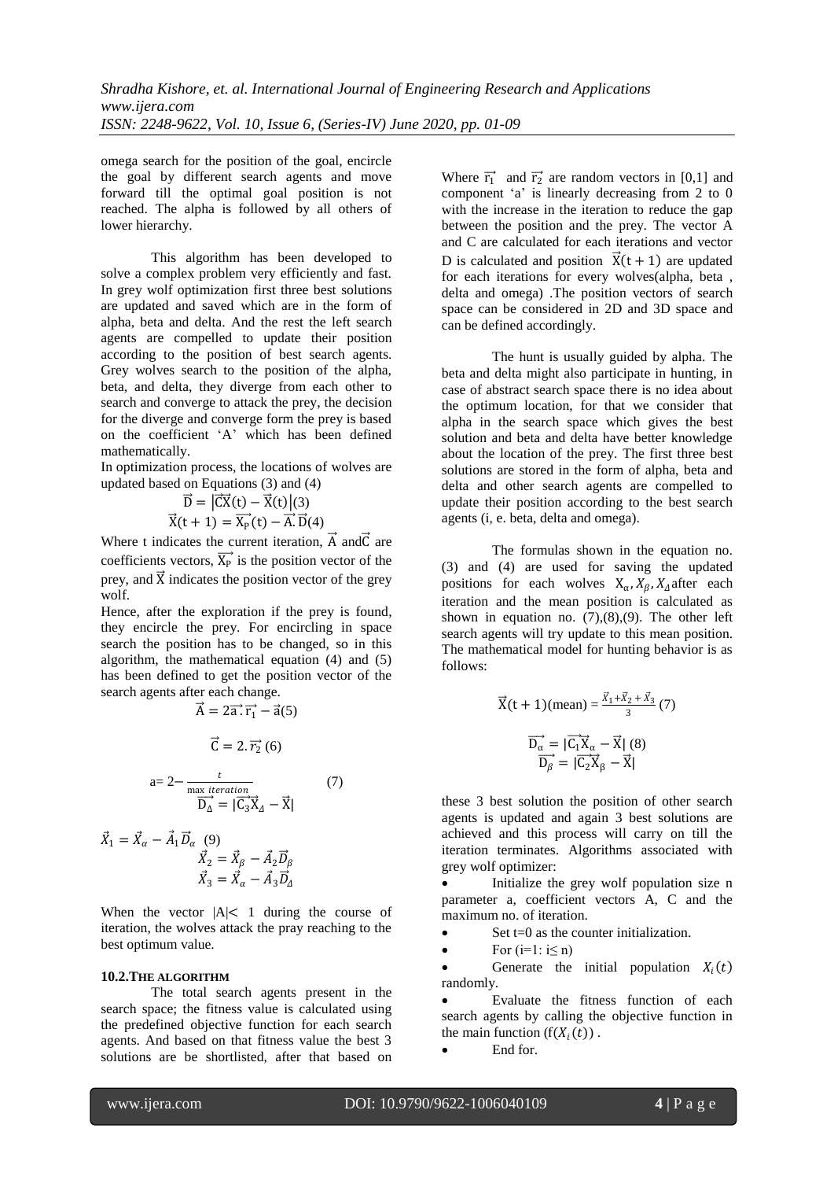omega search for the position of the goal, encircle the goal by different search agents and move forward till the optimal goal position is not reached. The alpha is followed by all others of lower hierarchy.

This algorithm has been developed to solve a complex problem very efficiently and fast. In grey wolf optimization first three best solutions are updated and saved which are in the form of alpha, beta and delta. And the rest the left search agents are compelled to update their position according to the position of best search agents. Grey wolves search to the position of the alpha, beta, and delta, they diverge from each other to search and converge to attack the prey, the decision for the diverge and converge form the prey is based on the coefficient 'A' which has been defined mathematically.

In optimization process, the locations of wolves are updated based on Equations (3) and (4)

$$\vec{D} = \left|\vec{C}\vec{X}(t) - \vec{X}(t)\right| (3)$$

$$\vec{X}(t+1) = \vec{X_P}(t) - \vec{A}.\vec{D} (4)$$

Where t indicates the current iteration, $\vec{A}$ and $\vec{C}$ are coefficients vectors, $\vec{X_P}$ is the position vector of the prey, and $\vec{X}$ indicates the position vector of the grey wolf.

Hence, after the exploration if the prey is found, they encircle the prey. For encircling in space search the position has to be changed, so in this algorithm, the mathematical equation (4) and (5) has been defined to get the position vector of the search agents after each change.

$$\vec{A} = 2\vec{a}.\vec{r_1} - \vec{a} (5)$$

$$\vec{C} = 2.\vec{r_2} (6)$$

$$a = 2 - \frac{t}{\max\ iteration} \qquad (7)$$

$$\vec{D_\Delta} = |\vec{C_3}\vec{X}_\Delta - \vec{X}|$$

$$\vec{X}_1 = \vec{X}_\alpha - \vec{A}_1\vec{D}_\alpha \ (9)$$

$$\vec{X}_2 = \vec{X}_\beta - \vec{A}_2\vec{D}_\beta$$

$$\vec{X}_3 = \vec{X}_\alpha - \vec{A}_3\vec{D}_\Delta$$

When the vector $|A| < 1$ during the course of iteration, the wolves attack the pray reaching to the best optimum value.

### 10.2. THE ALGORITHM

The total search agents present in the search space; the fitness value is calculated using the predefined objective function for each search agents. And based on that fitness value the best 3 solutions are be shortlisted, after that based on

Where $\vec{r_1}$ and $\vec{r_2}$ are random vectors in [0,1] and component 'a' is linearly decreasing from 2 to 0 with the increase in the iteration to reduce the gap between the position and the prey. The vector A and C are calculated for each iterations and vector D is calculated and position $\vec{X}(t+1)$ are updated for each iterations for every wolves(alpha, beta , delta and omega) .The position vectors of search space can be considered in 2D and 3D space and can be defined accordingly.

The hunt is usually guided by alpha. The beta and delta might also participate in hunting, in case of abstract search space there is no idea about the optimum location, for that we consider that alpha in the search space which gives the best solution and beta and delta have better knowledge about the location of the prey. The first three best solutions are stored in the form of alpha, beta and delta and other search agents are compelled to update their position according to the best search agents (i, e. beta, delta and omega).

The formulas shown in the equation no. (3) and (4) are used for saving the updated positions for each wolves $X_\alpha, X_\beta, X_\Delta$ after each iteration and the mean position is calculated as shown in equation no. (7),(8),(9). The other left search agents will try update to this mean position. The mathematical model for hunting behavior is as follows:

$$\vec{X}(t+1)(\text{mean}) = \frac{\vec{X}_1 + \vec{X}_2 + \vec{X}_3}{3} \ (7)$$

$$\vec{D_\alpha} = |\vec{C_1}\vec{X}_\alpha - \vec{X}| \ (8)$$

$$\vec{D_\beta} = |\vec{C_2}\vec{X}_\beta - \vec{X}|$$

these 3 best solution the position of other search agents is updated and again 3 best solutions are achieved and this process will carry on till the iteration terminates. Algorithms associated with grey wolf optimizer:

- Initialize the grey wolf population size n parameter a, coefficient vectors A, C and the maximum no. of iteration.
- Set t=0 as the counter initialization.
- For (i=1: i≤ n)
- Generate the initial population $X_i(t)$ randomly.
- Evaluate the fitness function of each search agents by calling the objective function in the main function $(f(X_i(t))$ .
- End for.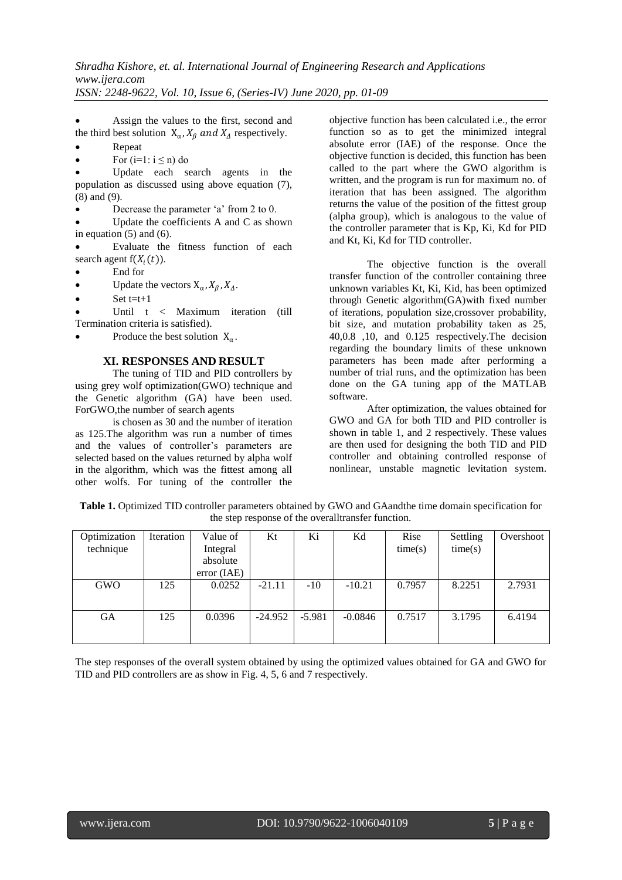- Assign the values to the first, second and the third best solution $X_\alpha, X_\beta$ $and$ $X_\Delta$ respectively.
- Repeat
- For (i=1: i ≤ n) do
- Update each search agents in the population as discussed using above equation (7), (8) and (9).
- Decrease the parameter 'a' from 2 to 0.
- Update the coefficients A and C as shown in equation (5) and (6).
- Evaluate the fitness function of each search agent $f(X_i(t))$.
- End for
- Update the vectors $X_\alpha, X_\beta, X_\Delta$.
- Set t=t+1
- Until t < Maximum iteration (till Termination criteria is satisfied).
- Produce the best solution $X_\alpha$.

## XI. RESPONSES AND RESULT

The tuning of TID and PID controllers by using grey wolf optimization(GWO) technique and the Genetic algorithm (GA) have been used. ForGWO,the number of search agents is chosen as 30 and the number of iteration as 125.The algorithm was run a number of times and the values of controller's parameters are selected based on the values returned by alpha wolf in the algorithm, which was the fittest among all other wolfs. For tuning of the controller the objective function has been calculated i.e., the error function so as to get the minimized integral absolute error (IAE) of the response. Once the objective function is decided, this function has been called to the part where the GWO algorithm is written, and the program is run for maximum no. of iteration that has been assigned. The algorithm returns the value of the position of the fittest group (alpha group), which is analogous to the value of the controller parameter that is Kp, Ki, Kd for PID and Kt, Ki, Kd for TID controller.

The objective function is the overall transfer function of the controller containing three unknown variables Kt, Ki, Kid, has been optimized through Genetic algorithm(GA)with fixed number of iterations, population size,crossover probability, bit size, and mutation probability taken as 25, 40,0.8 ,10, and 0.125 respectively.The decision regarding the boundary limits of these unknown parameters has been made after performing a number of trial runs, and the optimization has been done on the GA tuning app of the MATLAB software.

After optimization, the values obtained for GWO and GA for both TID and PID controller is shown in table 1, and 2 respectively. These values are then used for designing the both TID and PID controller and obtaining controlled response of nonlinear, unstable magnetic levitation system.

**Table 1.** Optimized TID controller parameters obtained by GWO and GAandthe time domain specification for the step response of the overalltransfer function.

| Optimization technique | Iteration | Value of Integral absolute error (IAE) | Kt | Ki | Kd | Rise time(s) | Settling time(s) | Overshoot |
|---|---|---|---|---|---|---|---|---|
| GWO | 125 | 0.0252 | -21.11 | -10 | -10.21 | 0.7957 | 8.2251 | 2.7931 |
| GA | 125 | 0.0396 | -24.952 | -5.981 | -0.0846 | 0.7517 | 3.1795 | 6.4194 |

The step responses of the overall system obtained by using the optimized values obtained for GA and GWO for TID and PID controllers are as show in Fig. 4, 5, 6 and 7 respectively.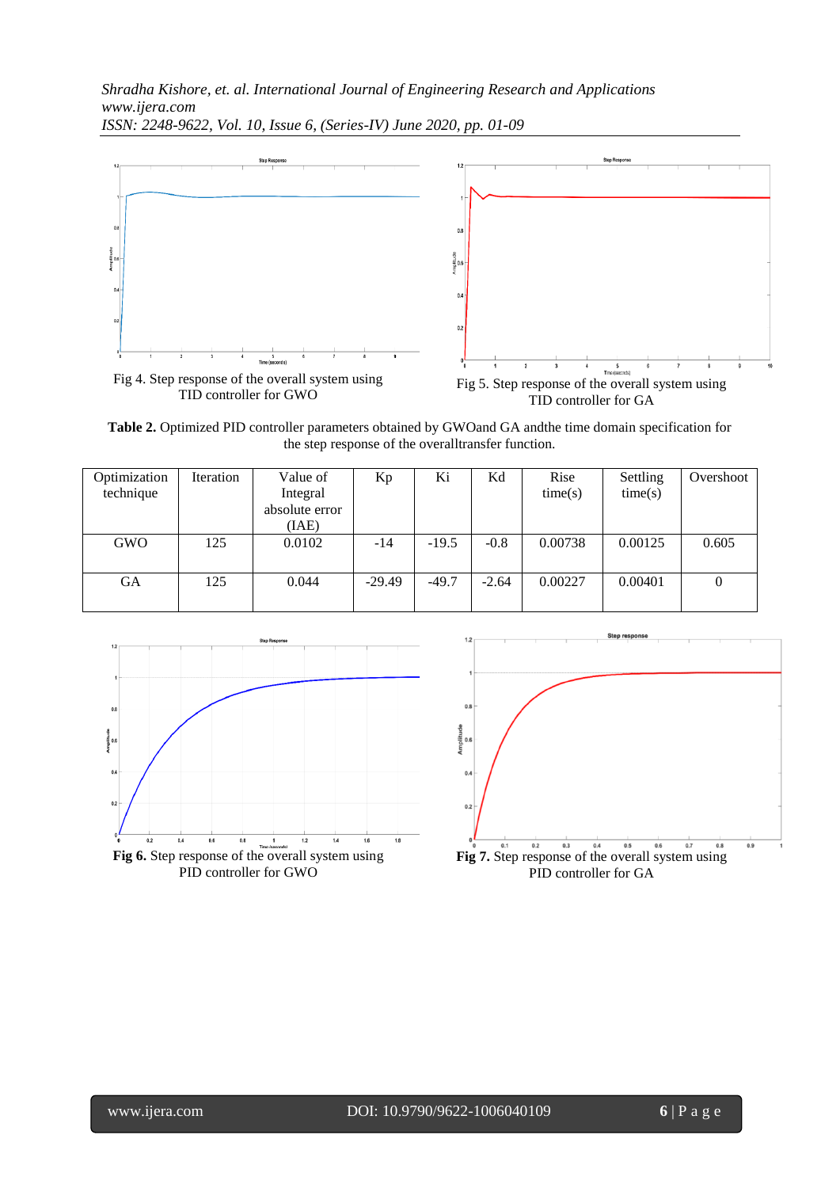Fig 4. Step response of the overall system using TID controller for GWO

Fig 5. Step response of the overall system using TID controller for GA

**Table 2.** Optimized PID controller parameters obtained by GWOand GA andthe time domain specification for the step response of the overalltransfer function.

| Optimization technique | Iteration | Value of Integral absolute error (IAE) | Kp | Ki | Kd | Rise time(s) | Settling time(s) | Overshoot |
|---|---|---|---|---|---|---|---|---|
| GWO | 125 | 0.0102 | -14 | -19.5 | -0.8 | 0.00738 | 0.00125 | 0.605 |
| GA | 125 | 0.044 | -29.49 | -49.7 | -2.64 | 0.00227 | 0.00401 | 0 |

**Fig 6.** Step response of the overall system using PID controller for GWO

**Fig 7.** Step response of the overall system using PID controller for GA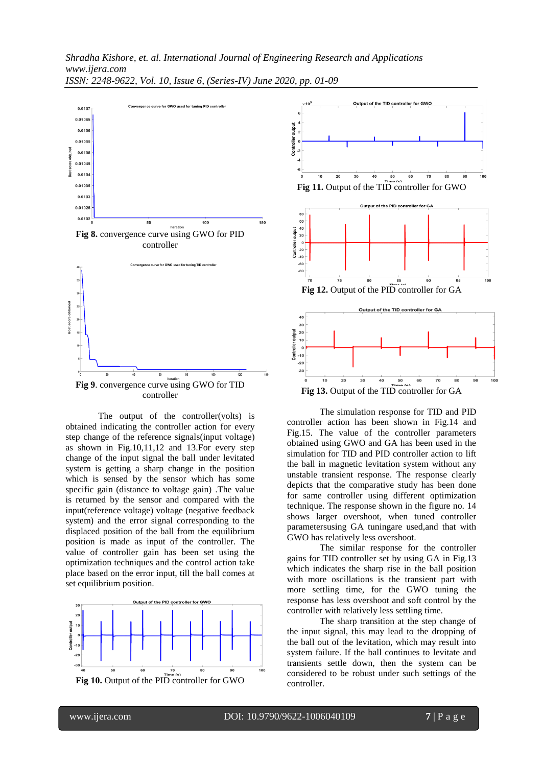**Fig 8.** convergence curve using GWO for PID controller

**Fig 9**. convergence curve using GWO for TID controller

The output of the controller(volts) is obtained indicating the controller action for every step change of the reference signals(input voltage) as shown in Fig.10,11,12 and 13.For every step change of the input signal the ball under levitated system is getting a sharp change in the position which is sensed by the sensor which has some specific gain (distance to voltage gain) .The value is returned by the sensor and compared with the input(reference voltage) voltage (negative feedback system) and the error signal corresponding to the displaced position of the ball from the equilibrium position is made as input of the controller. The value of controller gain has been set using the optimization techniques and the control action take place based on the error input, till the ball comes at set equilibrium position.

**Fig 10.** Output of the PID controller for GWO

**Fig 11.** Output of the TID controller for GWO

**Fig 12.** Output of the PID controller for GA

**Fig 13.** Output of the TID controller for GA

The simulation response for TID and PID controller action has been shown in Fig.14 and Fig.15. The value of the controller parameters obtained using GWO and GA has been used in the simulation for TID and PID controller action to lift the ball in magnetic levitation system without any unstable transient response. The response clearly depicts that the comparative study has been done for same controller using different optimization technique. The response shown in the figure no. 14 shows larger overshoot, when tuned controller parametersusing GA tuningare used,and that with GWO has relatively less overshoot.

The similar response for the controller gains for TID controller set by using GA in Fig.13 which indicates the sharp rise in the ball position with more oscillations is the transient part with more settling time, for the GWO tuning the response has less overshoot and soft control by the controller with relatively less settling time.

The sharp transition at the step change of the input signal, this may lead to the dropping of the ball out of the levitation, which may result into system failure. If the ball continues to levitate and transients settle down, then the system can be considered to be robust under such settings of the controller.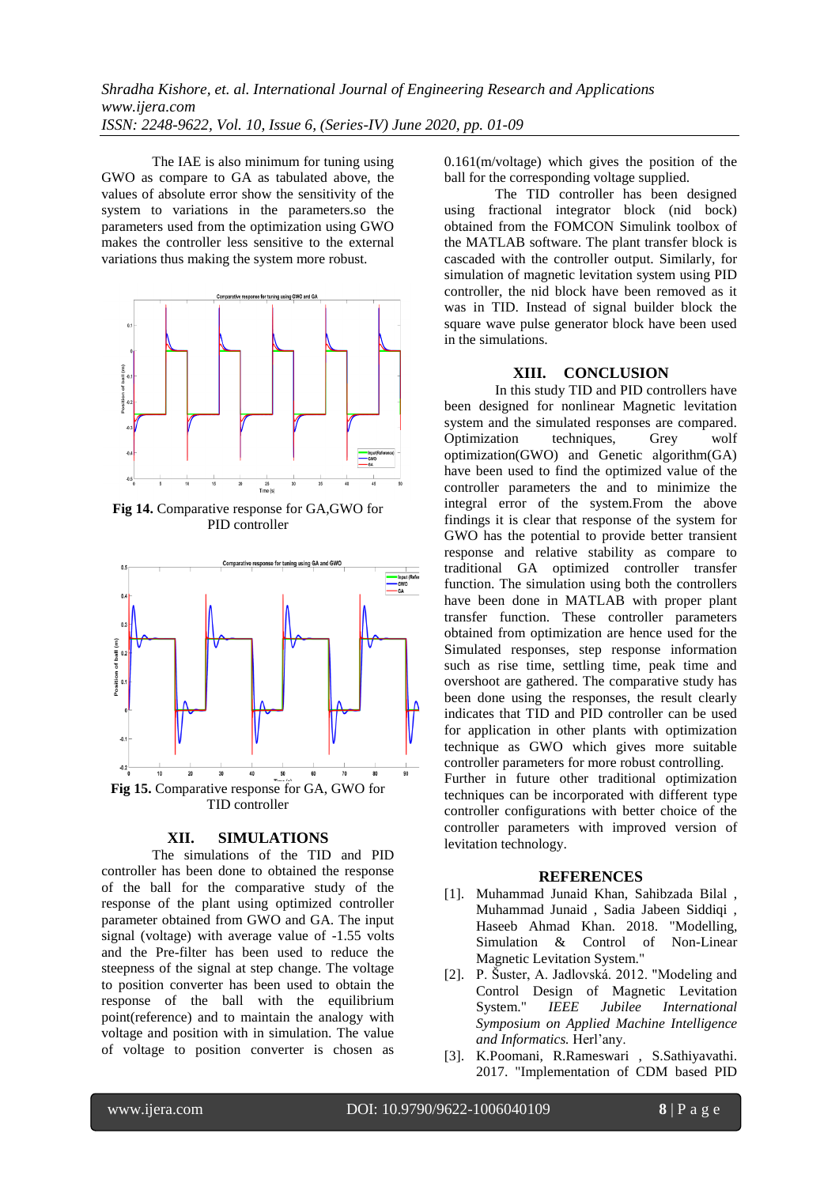The IAE is also minimum for tuning using GWO as compare to GA as tabulated above, the values of absolute error show the sensitivity of the system to variations in the parameters.so the parameters used from the optimization using GWO makes the controller less sensitive to the external variations thus making the system more robust.

**Fig 14.** Comparative response for GA,GWO for PID controller

**Fig 15.** Comparative response for GA, GWO for TID controller

## XII. SIMULATIONS

The simulations of the TID and PID controller has been done to obtained the response of the ball for the comparative study of the response of the plant using optimized controller parameter obtained from GWO and GA. The input signal (voltage) with average value of -1.55 volts and the Pre-filter has been used to reduce the steepness of the signal at step change. The voltage to position converter has been used to obtain the response of the ball with the equilibrium point(reference) and to maintain the analogy with voltage and position with in simulation. The value of voltage to position converter is chosen as 0.161(m/voltage) which gives the position of the ball for the corresponding voltage supplied.

The TID controller has been designed using fractional integrator block (nid bock) obtained from the FOMCON Simulink toolbox of the MATLAB software. The plant transfer block is cascaded with the controller output. Similarly, for simulation of magnetic levitation system using PID controller, the nid block have been removed as it was in TID. Instead of signal builder block the square wave pulse generator block have been used in the simulations.

## XIII. CONCLUSION

In this study TID and PID controllers have been designed for nonlinear Magnetic levitation system and the simulated responses are compared. Optimization techniques, Grey wolf optimization(GWO) and Genetic algorithm(GA) have been used to find the optimized value of the controller parameters the and to minimize the integral error of the system.From the above findings it is clear that response of the system for GWO has the potential to provide better transient response and relative stability as compare to traditional GA optimized controller transfer function. The simulation using both the controllers have been done in MATLAB with proper plant transfer function. These controller parameters obtained from optimization are hence used for the Simulated responses, step response information such as rise time, settling time, peak time and overshoot are gathered. The comparative study has been done using the responses, the result clearly indicates that TID and PID controller can be used for application in other plants with optimization technique as GWO which gives more suitable controller parameters for more robust controlling. Further in future other traditional optimization techniques can be incorporated with different type controller configurations with better choice of the controller parameters with improved version of levitation technology.

## REFERENCES

[1]. Muhammad Junaid Khan, Sahibzada Bilal , Muhammad Junaid , Sadia Jabeen Siddiqi , Haseeb Ahmad Khan. 2018. "Modelling, Simulation & Control of Non-Linear Magnetic Levitation System."

[2]. P. Šuster, A. Jadlovská. 2012. "Modeling and Control Design of Magnetic Levitation System." *IEEE Jubilee International Symposium on Applied Machine Intelligence and Informatics.* Herl'any.

[3]. K.Poomani, R.Rameswari , S.Sathiyavathi. 2017. "Implementation of CDM based PID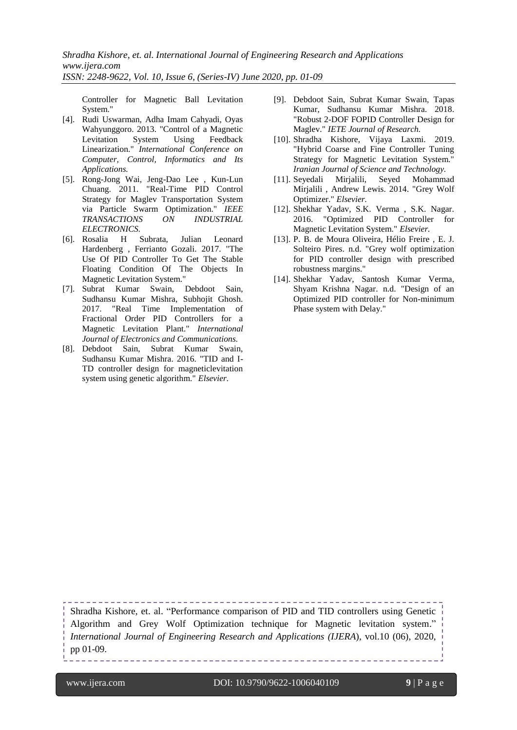Controller for Magnetic Ball Levitation System."

[4]. Rudi Uswarman, Adha Imam Cahyadi, Oyas Wahyunggoro. 2013. "Control of a Magnetic Levitation System Using Feedback Linearization." *International Conference on Computer, Control, Informatics and Its Applications.*

[5]. Rong-Jong Wai, Jeng-Dao Lee , Kun-Lun Chuang. 2011. "Real-Time PID Control Strategy for Maglev Transportation System via Particle Swarm Optimization." *IEEE TRANSACTIONS ON INDUSTRIAL ELECTRONICS.*

[6]. Rosalia H Subrata, Julian Leonard Hardenberg , Ferrianto Gozali. 2017. "The Use Of PID Controller To Get The Stable Floating Condition Of The Objects In Magnetic Levitation System."

[7]. Subrat Kumar Swain, Debdoot Sain, Sudhansu Kumar Mishra, Subhojit Ghosh. 2017. "Real Time Implementation of Fractional Order PID Controllers for a Magnetic Levitation Plant." *International Journal of Electronics and Communications.*

[8]. Debdoot Sain, Subrat Kumar Swain, Sudhansu Kumar Mishra. 2016. "TID and I-TD controller design for magneticlevitation system using genetic algorithm." *Elsevier.*

[9]. Debdoot Sain, Subrat Kumar Swain, Tapas Kumar, Sudhansu Kumar Mishra. 2018. "Robust 2-DOF FOPID Controller Design for Maglev." *IETE Journal of Research.*

[10]. Shradha Kishore, Vijaya Laxmi. 2019. "Hybrid Coarse and Fine Controller Tuning Strategy for Magnetic Levitation System." *Iranian Journal of Science and Technology.*

[11]. Seyedali Mirjalili, Seyed Mohammad Mirjalili , Andrew Lewis. 2014. "Grey Wolf Optimizer." *Elsevier.*

[12]. Shekhar Yadav, S.K. Verma , S.K. Nagar. 2016. "Optimized PID Controller for Magnetic Levitation System." *Elsevier.*

[13]. P. B. de Moura Oliveira, Hélio Freire , E. J. Solteiro Pires. n.d. "Grey wolf optimization for PID controller design with prescribed robustness margins."

[14]. Shekhar Yadav, Santosh Kumar Verma, Shyam Krishna Nagar. n.d. "Design of an Optimized PID controller for Non-minimum Phase system with Delay."

Shradha Kishore, et. al. "Performance comparison of PID and TID controllers using Genetic Algorithm and Grey Wolf Optimization technique for Magnetic levitation system." *International Journal of Engineering Research and Applications (IJERA*), vol.10 (06), 2020, pp 01-09.